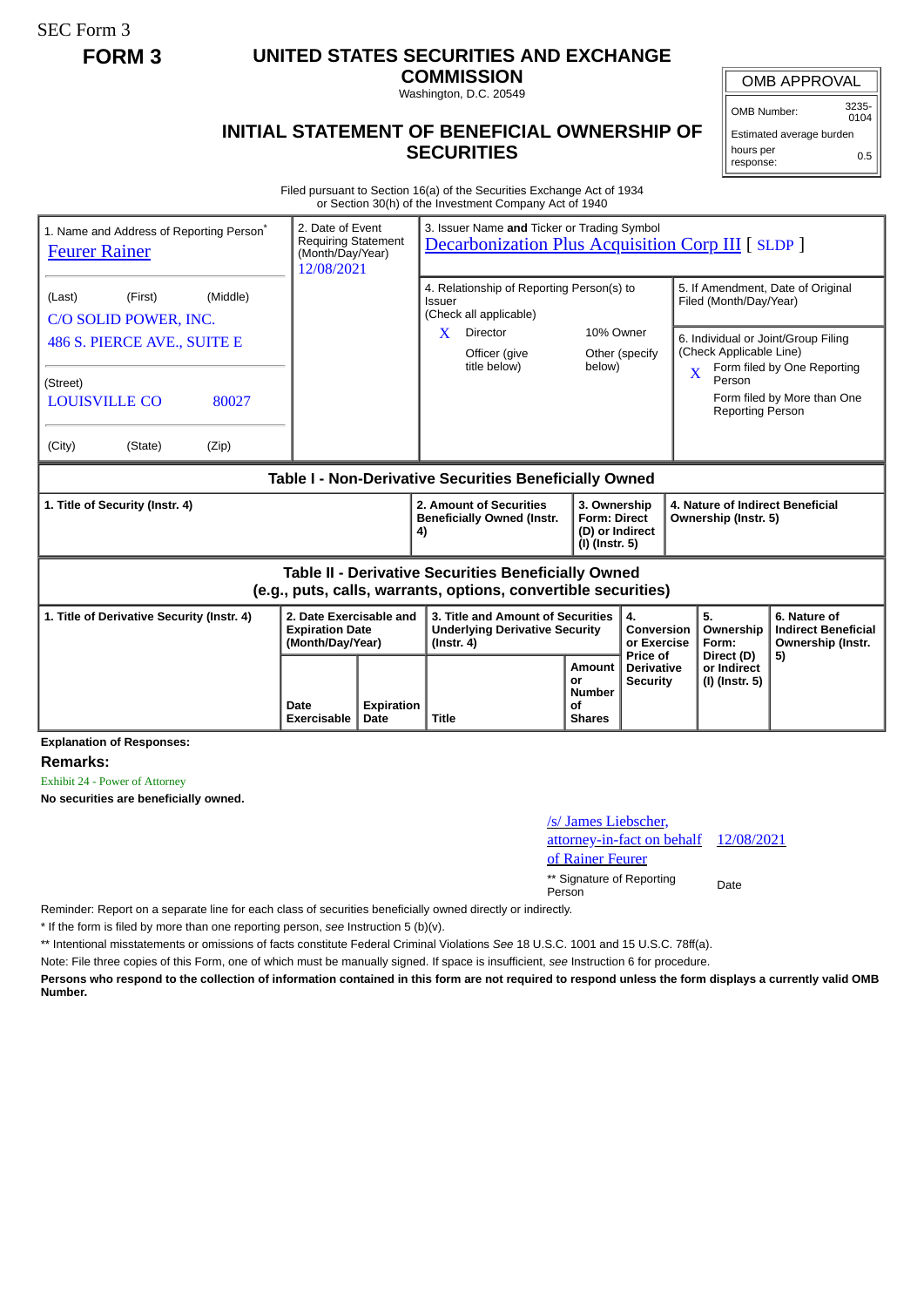SEC Form 3

**FORM 3**

# UNITED STATES SECURITIES AND EXCHANGE COMMISSION

Washington, D.C. 20549

## INITIAL STATEMENT OF BENEFICIAL OWNERSHIP OF SECURITIES

| OMB APPROVAL | |
|---|---|
| OMB Number: | 3235-0104 |
| Estimated average burden | |
| hours per response: | 0.5 |

Filed pursuant to Section 16(a) of the Securities Exchange Act of 1934
or Section 30(h) of the Investment Company Act of 1940

| 1. Name and Address of Reporting Person* | 2. Date of Event Requiring Statement (Month/Day/Year) | 3. Issuer Name **and** Ticker or Trading Symbol |
|---|---|---|
| Feurer Rainer | 12/08/2021 | Decarbonization Plus Acquisition Corp III [ SLDP ] |
| (Last) (First) (Middle) | | 4. Relationship of Reporting Person(s) to Issuer (Check all applicable) X Director; 10% Owner; Officer (give title below); Other (specify below) |
| C/O SOLID POWER, INC. | | 5. If Amendment, Date of Original Filed (Month/Day/Year) |
| 486 S. PIERCE AVE., SUITE E | | 6. Individual or Joint/Group Filing (Check Applicable Line) X Form filed by One Reporting Person; Form filed by More than One Reporting Person |
| (Street) | | |
| LOUISVILLE CO 80027 | | |
| (City) (State) (Zip) | | |

### Table I - Non-Derivative Securities Beneficially Owned

| 1. Title of Security (Instr. 4) | 2. Amount of Securities Beneficially Owned (Instr. 4) | 3. Ownership Form: Direct (D) or Indirect (I) (Instr. 5) | 4. Nature of Indirect Beneficial Ownership (Instr. 5) |
|---|---|---|---|

### Table II - Derivative Securities Beneficially Owned (e.g., puts, calls, warrants, options, convertible securities)

| 1. Title of Derivative Security (Instr. 4) | 2. Date Exercisable and Expiration Date (Month/Day/Year) | | 3. Title and Amount of Securities Underlying Derivative Security (Instr. 4) | | 4. Conversion or Exercise Price of Derivative Security | 5. Ownership Form: Direct (D) or Indirect (I) (Instr. 5) | 6. Nature of Indirect Beneficial Ownership (Instr. 5) |
|---|---|---|---|---|---|---|---|
| | Date Exercisable | Expiration Date | Title | Amount or Number of Shares | | | |

**Explanation of Responses:**

**Remarks:**

Exhibit 24 - Power of Attorney

**No securities are beneficially owned.**

| /s/ James Liebscher, attorney-in-fact on behalf of Rainer Feurer | 12/08/2021 |
|---|---|
| ** Signature of Reporting Person | Date |

Reminder: Report on a separate line for each class of securities beneficially owned directly or indirectly.

* If the form is filed by more than one reporting person, *see* Instruction 5 (b)(v).

** Intentional misstatements or omissions of facts constitute Federal Criminal Violations *See* 18 U.S.C. 1001 and 15 U.S.C. 78ff(a).

Note: File three copies of this Form, one of which must be manually signed. If space is insufficient, *see* Instruction 6 for procedure.

**Persons who respond to the collection of information contained in this form are not required to respond unless the form displays a currently valid OMB Number.**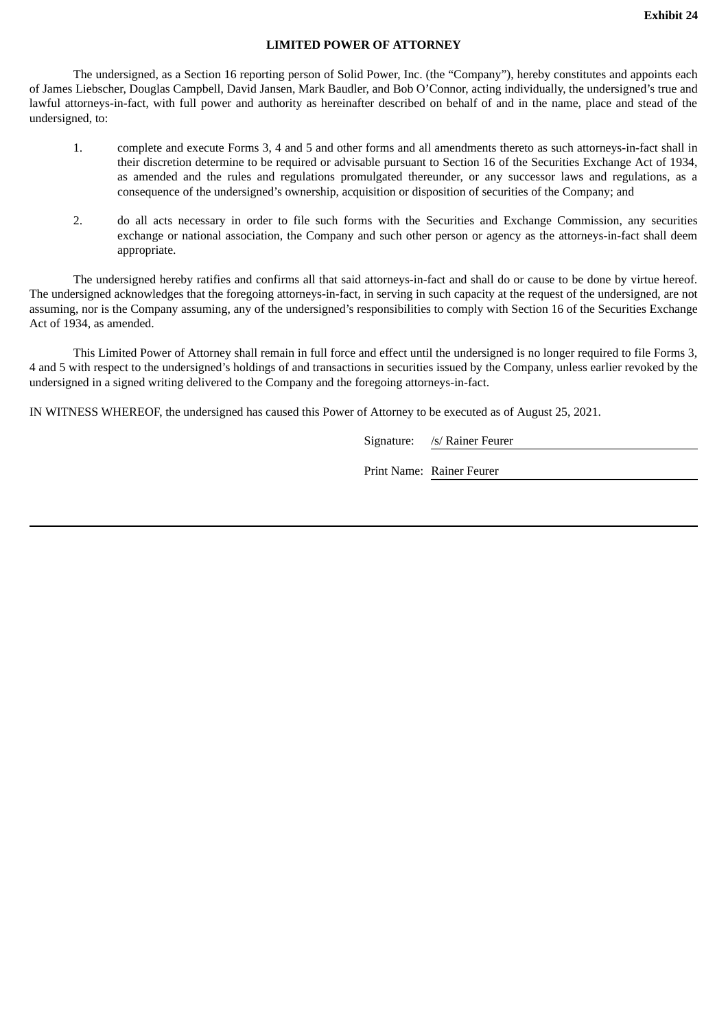**Exhibit 24**

**LIMITED POWER OF ATTORNEY**

The undersigned, as a Section 16 reporting person of Solid Power, Inc. (the "Company"), hereby constitutes and appoints each of James Liebscher, Douglas Campbell, David Jansen, Mark Baudler, and Bob O'Connor, acting individually, the undersigned's true and lawful attorneys-in-fact, with full power and authority as hereinafter described on behalf of and in the name, place and stead of the undersigned, to:

1. complete and execute Forms 3, 4 and 5 and other forms and all amendments thereto as such attorneys-in-fact shall in their discretion determine to be required or advisable pursuant to Section 16 of the Securities Exchange Act of 1934, as amended and the rules and regulations promulgated thereunder, or any successor laws and regulations, as a consequence of the undersigned's ownership, acquisition or disposition of securities of the Company; and

2. do all acts necessary in order to file such forms with the Securities and Exchange Commission, any securities exchange or national association, the Company and such other person or agency as the attorneys-in-fact shall deem appropriate.

The undersigned hereby ratifies and confirms all that said attorneys-in-fact and shall do or cause to be done by virtue hereof. The undersigned acknowledges that the foregoing attorneys-in-fact, in serving in such capacity at the request of the undersigned, are not assuming, nor is the Company assuming, any of the undersigned's responsibilities to comply with Section 16 of the Securities Exchange Act of 1934, as amended.

This Limited Power of Attorney shall remain in full force and effect until the undersigned is no longer required to file Forms 3, 4 and 5 with respect to the undersigned's holdings of and transactions in securities issued by the Company, unless earlier revoked by the undersigned in a signed writing delivered to the Company and the foregoing attorneys-in-fact.

IN WITNESS WHEREOF, the undersigned has caused this Power of Attorney to be executed as of August 25, 2021.

Signature: /s/ Rainer Feurer

Print Name: Rainer Feurer